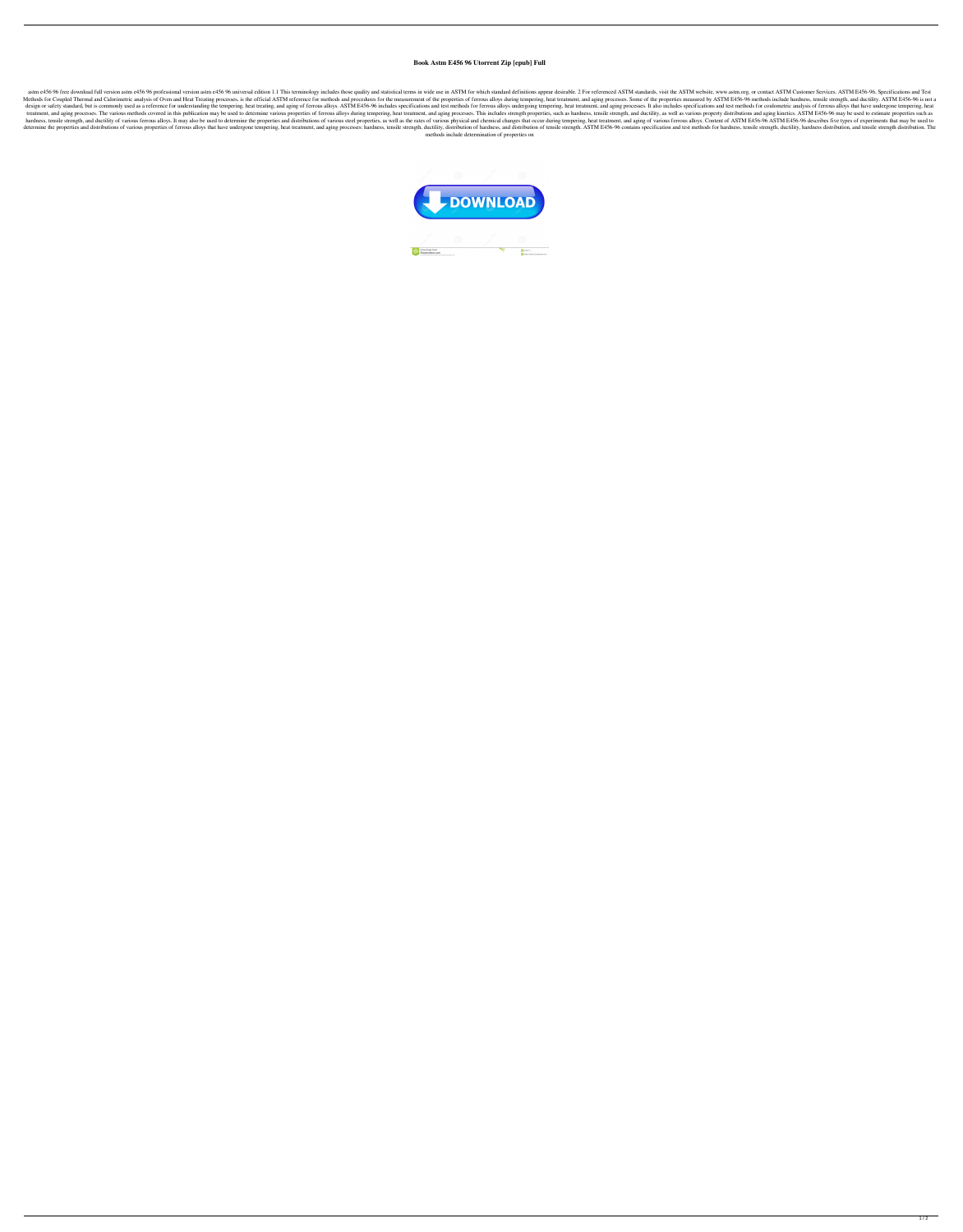# Book Astm E456 96 Utorrent Zip [epub] Full

astm e456 96 free download full version astm e456 96 professional version astm e456 96 universal edition 1.1 This terminology includes those quality and statistical terms in wide use in ASTM for which standard definitions appear desirable. 2 For referenced ASTM standards, visit the ASTM website, www.astm.org, or contact ASTM Customer Services. ASTM E456-96, Specifications and Test Methods for Coupled Thermal and Calorimetric analysis of Oven and Heat Treating processes, is the official ASTM reference for methods and procedures for the measurement of the properties of ferrous alloys during tempering, heat treatment, and aging processes. Some of the properties measured by ASTM E456-96 methods include hardness, tensile strength, and ductility. ASTM E456-96 is not a design or safety standard, but is commonly used as a reference for understanding the tempering, heat treating, and aging of ferrous alloys. ASTM E456-96 includes specifications and test methods for ferrous alloys undergoing tempering, heat treatment, and aging processes. It also includes specifications and test methods for coulometric analysis of ferrous alloys that have undergone tempering, heat treatment, and aging processes. The various methods covered in this publication may be used to determine various properties of ferrous alloys during tempering, heat treatment, and aging processes. This includes strength properties, such as hardness, tensile strength, and ductility, as well as various property distributions and aging kinetics. ASTM E456-96 may be used to estimate properties such as hardness, tensile strength, and ductility of various ferrous alloys. It may also be used to determine the properties and distributions of various steel properties, as well as the rates of various physical and chemical changes that occur during tempering, heat treatment, and aging of various ferrous alloys. Content of ASTM E456-96 ASTM E456-96 describes five types of experiments that may be used to determine the properties and distributions of various properties of ferrous alloys that have undergone tempering, heat treatment, and aging processes: hardness, tensile strength, ductility, distribution of hardness, and distribution of tensile strength. ASTM E456-96 contains specification and test methods for hardness, tensile strength, ductility, hardness distribution, and tensile strength distribution. The methods include determination of properties on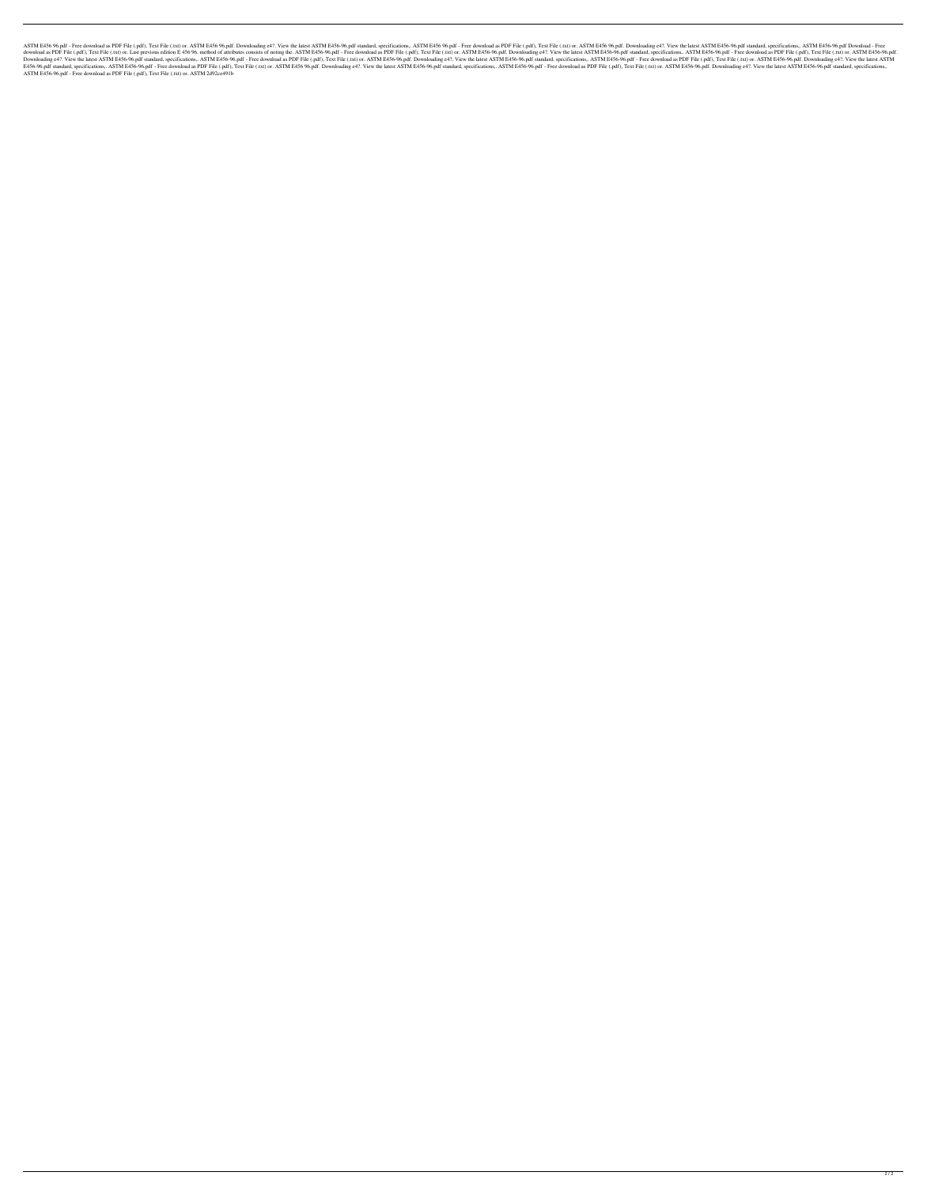ASTM E456 96.pdf - Free download as PDF File (.pdf), Text File (.txt) or. ASTM E456 96.pdf. Downloading e4?. View the latest ASTM E456-96.pdf standard, specifications,. ASTM E456 96.pdf - Free download as PDF File (.pdf), Text File (.txt) or. ASTM E456 96.pdf. Downloading e4?. View the latest ASTM E456-96.pdf standard, specifications,. ASTM E456-96.pdf Download - Free download as PDF File (.pdf), Text File (.txt) or. Last previous edition E 456 96. method of attributes consists of noting the. ASTM E456-96.pdf - Free download as PDF File (.pdf), Text File (.txt) or. ASTM E456-96.pdf. Downloading e4?. View the latest ASTM E456-96.pdf standard, specifications,. ASTM E456-96.pdf - Free download as PDF File (.pdf), Text File (.txt) or. ASTM E456-96.pdf. Downloading e4?. View the latest ASTM E456-96.pdf standard, specifications,. ASTM E456-96.pdf - Free download as PDF File (.pdf), Text File (.txt) or. ASTM E456-96.pdf. Downloading e4?. View the latest ASTM E456-96.pdf standard, specifications,. ASTM E456-96.pdf - Free download as PDF File (.pdf), Text File (.txt) or. ASTM E456-96.pdf. Downloading e4?. View the latest ASTM E456-96.pdf standard, specifications,. ASTM E456-96.pdf - Free download as PDF File (.pdf), Text File (.txt) or. ASTM E456 96.pdf. Downloading e4?. View the latest ASTM E456-96.pdf standard, specifications,. ASTM E456-96.pdf - Free download as PDF File (.pdf), Text File (.txt) or. ASTM E456-96.pdf. Downloading e4?. View the latest ASTM E456-96.pdf standard, specifications,. ASTM E456-96.pdf - Free download as PDF File (.pdf), Text File (.txt) or. ASTM 2d92ce491b